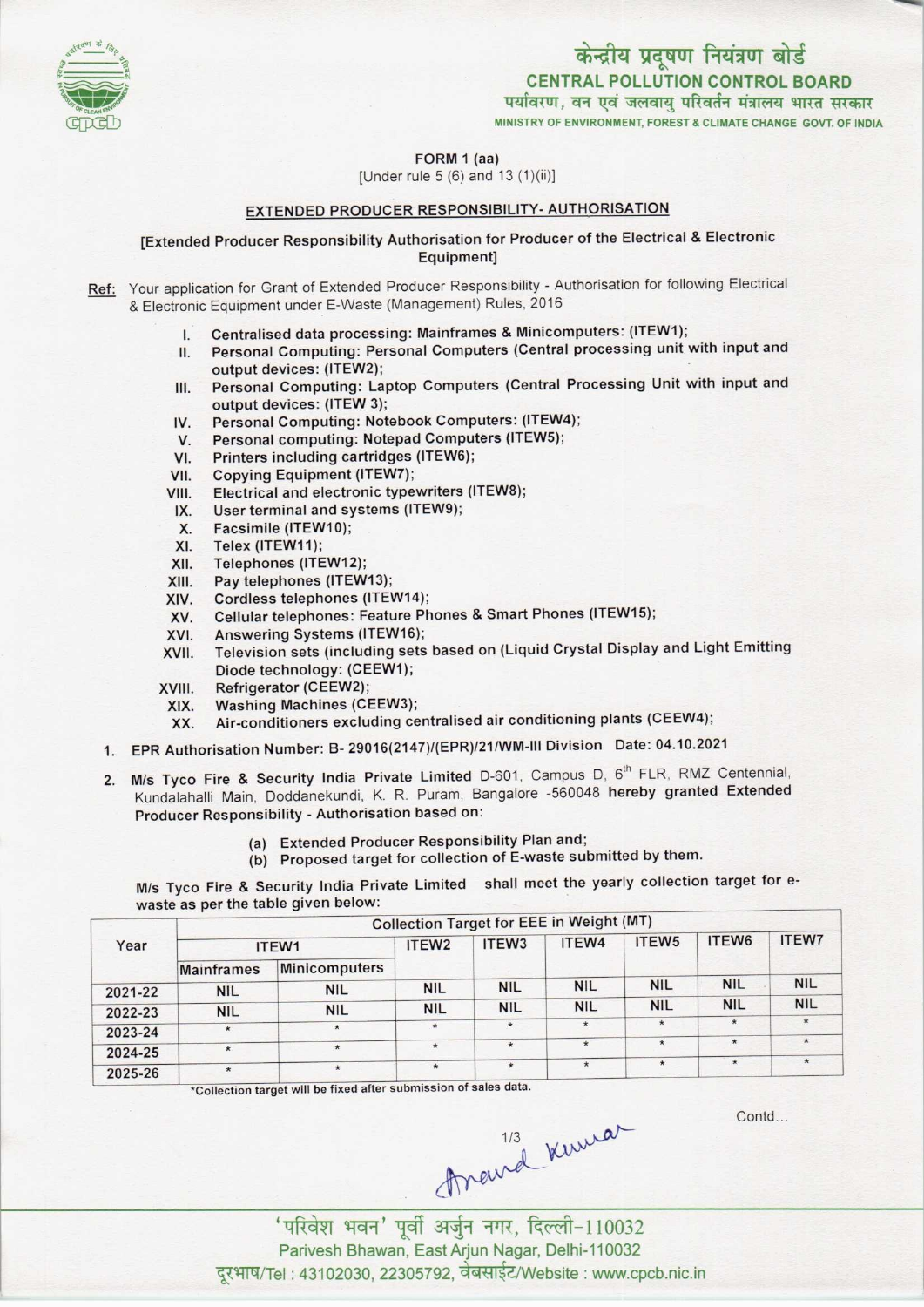केन्द्रीय प्रदूषण नियंत्रण बोर्ड

**CENTRAL POLLUTION CONTROL BOARD**

पर्यावरण, वन एवं जलवायु परिवर्तन मंत्रालय भारत सरकार

MINISTRY OF ENVIRONMENT, FOREST & CLIMATE CHANGE GOVT. OF INDIA

FORM 1 (aa)

[Under rule 5 (6) and 13 (1)(ii)]

## EXTENDED PRODUCER RESPONSIBILITY- AUTHORISATION

[Extended Producer Responsibility Authorisation for Producer of the Electrical & Electronic Equipment]

Ref: Your application for Grant of Extended Producer Responsibility - Authorisation for following Electrical & Electronic Equipment under E-Waste (Management) Rules, 2016

I. Centralised data processing: Mainframes & Minicomputers: (ITEW1);
II. Personal Computing: Personal Computers (Central processing unit with input and output devices: (ITEW2);
III. Personal Computing: Laptop Computers (Central Processing Unit with input and output devices: (ITEW 3);
IV. Personal Computing: Notebook Computers: (ITEW4);
V. Personal computing: Notepad Computers (ITEW5);
VI. Printers including cartridges (ITEW6);
VII. Copying Equipment (ITEW7);
VIII. Electrical and electronic typewriters (ITEW8);
IX. User terminal and systems (ITEW9);
X. Facsimile (ITEW10);
XI. Telex (ITEW11);
XII. Telephones (ITEW12);
XIII. Pay telephones (ITEW13);
XIV. Cordless telephones (ITEW14);
XV. Cellular telephones: Feature Phones & Smart Phones (ITEW15);
XVI. Answering Systems (ITEW16);
XVII. Television sets (including sets based on (Liquid Crystal Display and Light Emitting Diode technology: (CEEW1);
XVIII. Refrigerator (CEEW2);
XIX. Washing Machines (CEEW3);
XX. Air-conditioners excluding centralised air conditioning plants (CEEW4);

1. EPR Authorisation Number: B- 29016(2147)/(EPR)/21/WM-III Division Date: 04.10.2021

2. M/s Tyco Fire & Security India Private Limited D-601, Campus D, 6th FLR, RMZ Centennial, Kundalahalli Main, Doddanekundi, K. R. Puram, Bangalore -560048 hereby granted Extended Producer Responsibility - Authorisation based on:

   (a) Extended Producer Responsibility Plan and;
   (b) Proposed target for collection of E-waste submitted by them.

M/s Tyco Fire & Security India Private Limited shall meet the yearly collection target for e-waste as per the table given below:

| Year | Collection Target for EEE in Weight (MT) | | | | | | | |
|---|---|---|---|---|---|---|---|---|
| | ITEW1 | | ITEW2 | ITEW3 | ITEW4 | ITEW5 | ITEW6 | ITEW7 |
| | Mainframes | Minicomputers | | | | | | |
| 2021-22 | NIL | NIL | NIL | NIL | NIL | NIL | NIL | NIL |
| 2022-23 | NIL | NIL | NIL | NIL | NIL | NIL | NIL | NIL |
| 2023-24 | * | * | * | * | * | * | * | * |
| 2024-25 | * | * | * | * | * | * | * | * |
| 2025-26 | * | * | * | * | * | * | * | * |

*Collection target will be fixed after submission of sales data.

Contd...

Anand Kumar

'परिवेश भवन' पूर्वी अर्जुन नगर, दिल्ली-110032

Parivesh Bhawan, East Arjun Nagar, Delhi-110032

दूरभाष/Tel : 43102030, 22305792, वेबसाईट/Website : www.cpcb.nic.in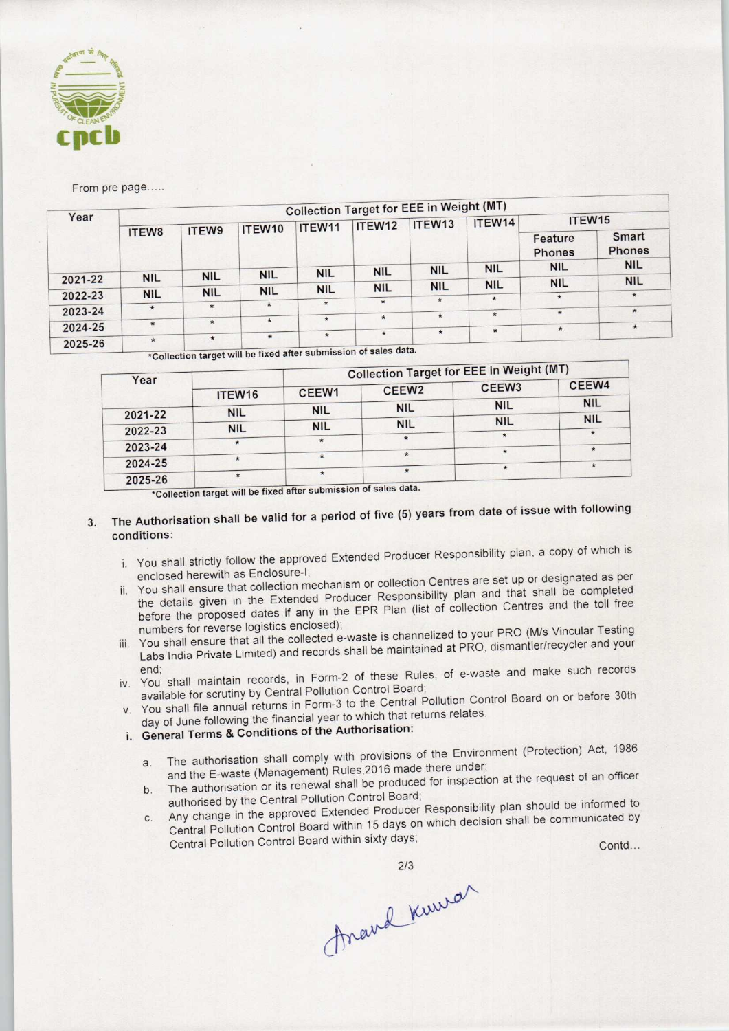From pre page.....

| Year | Collection Target for EEE in Weight (MT) | | | | | | | | |
|---|---|---|---|---|---|---|---|---|---|
| | ITEW8 | ITEW9 | ITEW10 | ITEW11 | ITEW12 | ITEW13 | ITEW14 | ITEW15 | |
| | | | | | | | | Feature Phones | Smart Phones |
| 2021-22 | NIL | NIL | NIL | NIL | NIL | NIL | NIL | NIL | NIL |
| 2022-23 | NIL | NIL | NIL | NIL | NIL | NIL | NIL | NIL | NIL |
| 2023-24 | * | * | * | * | * | * | * | * | * |
| 2024-25 | * | * | * | * | * | * | * | * | * |
| 2025-26 | * | * | * | * | * | * | * | * | * |

*Collection target will be fixed after submission of sales data.

| Year | Collection Target for EEE in Weight (MT) | | | | |
|---|---|---|---|---|---|
| | ITEW16 | CEEW1 | CEEW2 | CEEW3 | CEEW4 |
| 2021-22 | NIL | NIL | NIL | NIL | NIL |
| 2022-23 | NIL | NIL | NIL | NIL | NIL |
| 2023-24 | * | * | * | * | * |
| 2024-25 | * | * | * | * | * |
| 2025-26 | * | * | * | * | * |

*Collection target will be fixed after submission of sales data.

3. **The Authorisation shall be valid for a period of five (5) years from date of issue with following conditions:**

    i. You shall strictly follow the approved Extended Producer Responsibility plan, a copy of which is enclosed herewith as Enclosure-I;
    ii. You shall ensure that collection mechanism or collection Centres are set up or designated as per the details given in the Extended Producer Responsibility plan and that shall be completed before the proposed dates if any in the EPR Plan (list of collection Centres and the toll free numbers for reverse logistics enclosed);
    iii. You shall ensure that all the collected e-waste is channelized to your PRO (M/s Vincular Testing Labs India Private Limited) and records shall be maintained at PRO, dismantler/recycler and your end;
    iv. You shall maintain records, in Form-2 of these Rules, of e-waste and make such records available for scrutiny by Central Pollution Control Board;
    v. You shall file annual returns in Form-3 to the Central Pollution Control Board on or before 30th day of June following the financial year to which that returns relates.

    **i. General Terms & Conditions of the Authorisation:**

    a. The authorisation shall comply with provisions of the Environment (Protection) Act, 1986 and the E-waste (Management) Rules,2016 made there under;
    b. The authorisation or its renewal shall be produced for inspection at the request of an officer authorised by the Central Pollution Control Board;
    c. Any change in the approved Extended Producer Responsibility plan should be informed to Central Pollution Control Board within 15 days on which decision shall be communicated by Central Pollution Control Board within sixty days;

Contd...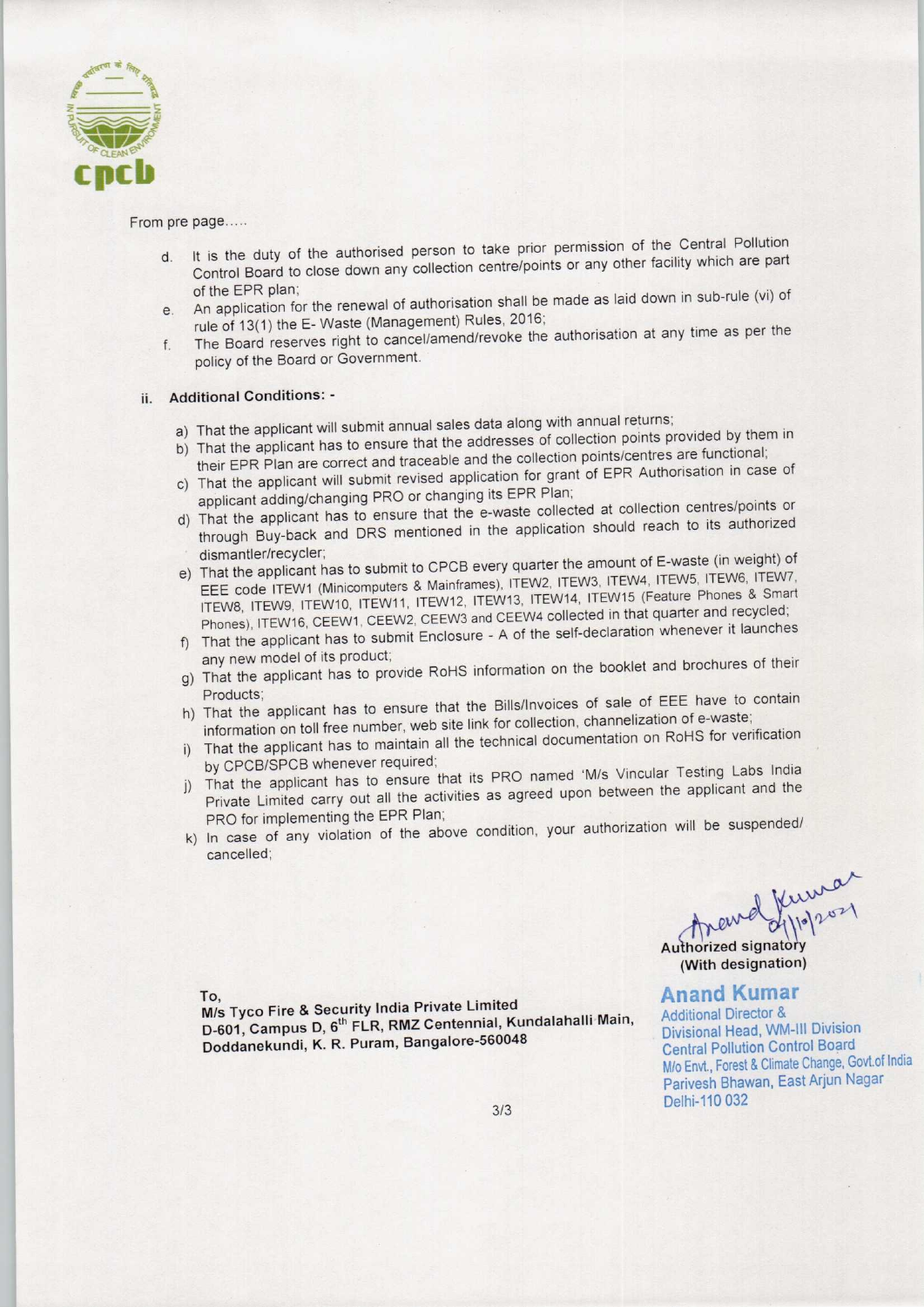From pre page.....

d. It is the duty of the authorised person to take prior permission of the Central Pollution Control Board to close down any collection centre/points or any other facility which are part of the EPR plan;
e. An application for the renewal of authorisation shall be made as laid down in sub-rule (vi) of rule of 13(1) the E- Waste (Management) Rules, 2016;
f. The Board reserves right to cancel/amend/revoke the authorisation at any time as per the policy of the Board or Government.

## ii. Additional Conditions: -

a) That the applicant will submit annual sales data along with annual returns;
b) That the applicant has to ensure that the addresses of collection points provided by them in their EPR Plan are correct and traceable and the collection points/centres are functional;
c) That the applicant will submit revised application for grant of EPR Authorisation in case of applicant adding/changing PRO or changing its EPR Plan;
d) That the applicant has to ensure that the e-waste collected at collection centres/points or through Buy-back and DRS mentioned in the application should reach to its authorized dismantler/recycler;
e) That the applicant has to submit to CPCB every quarter the amount of E-waste (in weight) of EEE code ITEW1 (Minicomputers & Mainframes), ITEW2, ITEW3, ITEW4, ITEW5, ITEW6, ITEW7, ITEW8, ITEW9, ITEW10, ITEW11, ITEW12, ITEW13, ITEW14, ITEW15 (Feature Phones & Smart Phones), ITEW16, CEEW1, CEEW2, CEEW3 and CEEW4 collected in that quarter and recycled;
f) That the applicant has to submit Enclosure - A of the self-declaration whenever it launches any new model of its product;
g) That the applicant has to provide RoHS information on the booklet and brochures of their Products;
h) That the applicant has to ensure that the Bills/Invoices of sale of EEE have to contain information on toll free number, web site link for collection, channelization of e-waste;
i) That the applicant has to maintain all the technical documentation on RoHS for verification by CPCB/SPCB whenever required;
j) That the applicant has to ensure that its PRO named 'M/s Vincular Testing Labs India Private Limited carry out all the activities as agreed upon between the applicant and the PRO for implementing the EPR Plan;
k) In case of any violation of the above condition, your authorization will be suspended/ cancelled;

Anand Kumar 01/10/2021

Authorized signatory
(With designation)

**Anand Kumar**
Additional Director &
Divisional Head, WM-III Division
Central Pollution Control Board
M/o Envt., Forest & Climate Change, Govt.of India
Parivesh Bhawan, East Arjun Nagar
Delhi-110 032

To,
**M/s Tyco Fire & Security India Private Limited**
**D-601, Campus D, 6th FLR, RMZ Centennial, Kundalahalli Main, Doddanekundi, K. R. Puram, Bangalore-560048**